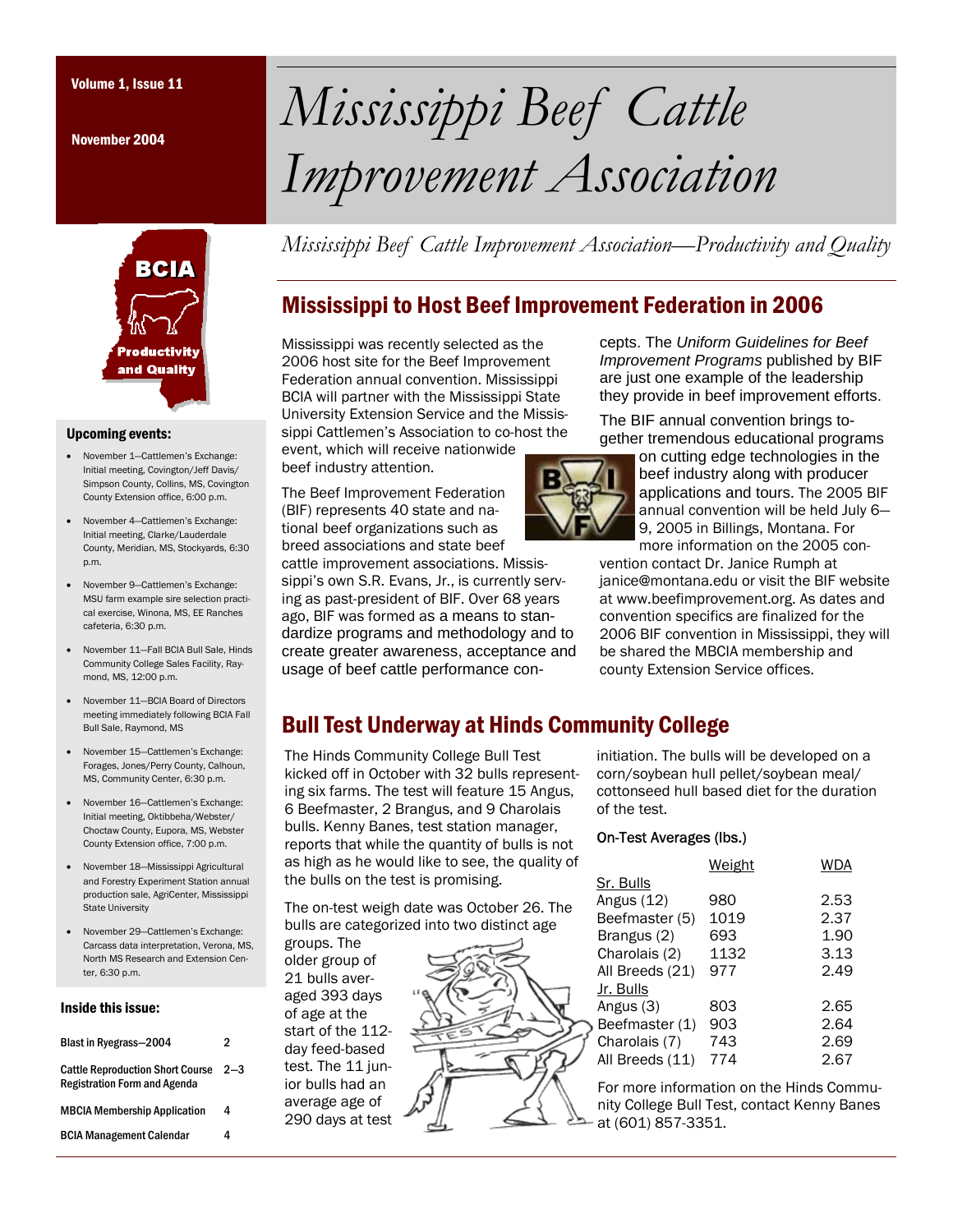Volume 1, Issue 11

November 2004

# Mississippi Beef Cattle Improvement Association

*Mississippi Beef Cattle Improvement Association—Productivity and Quality*

BCIA

Productivity and Quality

## Mississippi to Host Beef Improvement Federation in 2006

Mississippi was recently selected as the 2006 host site for the Beef Improvement Federation annual convention. Mississippi BCIA will partner with the Mississippi State University Extension Service and the Mississippi Cattlemen's Association to co-host the event, which will receive nationwide beef industry attention.

The Beef Improvement Federation (BIF) represents 40 state and national beef organizations such as breed associations and state beef cattle improvement associations. Mississippi's own S.R. Evans, Jr., is currently serving as past-president of BIF. Over 68 years ago, BIF was formed as a means to standardize programs and methodology and to create greater awareness, acceptance and usage of beef cattle performance concepts. The *Uniform Guidelines for Beef Improvement Programs* published by BIF are just one example of the leadership they provide in beef improvement efforts.

The BIF annual convention brings together tremendous educational programs on cutting edge technologies in the beef industry along with producer applications and tours. The 2005 BIF annual convention will be held July 6—9, 2005 in Billings, Montana. For more information on the 2005 convention contact Dr. Janice Rumph at janice@montana.edu or visit the BIF website at www.beefimprovement.org. As dates and convention specifics are finalized for the 2006 BIF convention in Mississippi, they will be shared the MBCIA membership and county Extension Service offices.

## Bull Test Underway at Hinds Community College

The Hinds Community College Bull Test kicked off in October with 32 bulls representing six farms. The test will feature 15 Angus, 6 Beefmaster, 2 Brangus, and 9 Charolais bulls. Kenny Banes, test station manager, reports that while the quantity of bulls is not as high as he would like to see, the quality of the bulls on the test is promising.

The on-test weigh date was October 26. The bulls are categorized into two distinct age groups. The older group of 21 bulls averaged 393 days of age at the start of the 112-day feed-based test. The 11 junior bulls had an average age of 290 days at test initiation. The bulls will be developed on a corn/soybean hull pellet/soybean meal/cottonseed hull based diet for the duration of the test.

On-Test Averages (lbs.)

| | Weight | WDA |
|---|---|---|
| Sr. Bulls | | |
| Angus (12) | 980 | 2.53 |
| Beefmaster (5) | 1019 | 2.37 |
| Brangus (2) | 693 | 1.90 |
| Charolais (2) | 1132 | 3.13 |
| All Breeds (21) | 977 | 2.49 |
| Jr. Bulls | | |
| Angus (3) | 803 | 2.65 |
| Beefmaster (1) | 903 | 2.64 |
| Charolais (7) | 743 | 2.69 |
| All Breeds (11) | 774 | 2.67 |

For more information on the Hinds Community College Bull Test, contact Kenny Banes at (601) 857-3351.

### Upcoming events:

- November 1—Cattlemen's Exchange: Initial meeting, Covington/Jeff Davis/Simpson County, Collins, MS, Covington County Extension office, 6:00 p.m.
- November 4—Cattlemen's Exchange: Initial meeting, Clarke/Lauderdale County, Meridian, MS, Stockyards, 6:30 p.m.
- November 9—Cattlemen's Exchange: MSU farm example sire selection practical exercise, Winona, MS, EE Ranches cafeteria, 6:30 p.m.
- November 11—Fall BCIA Bull Sale, Hinds Community College Sales Facility, Raymond, MS, 12:00 p.m.
- November 11—BCIA Board of Directors meeting immediately following BCIA Fall Bull Sale, Raymond, MS
- November 15—Cattlemen's Exchange: Forages, Jones/Perry County, Calhoun, MS, Community Center, 6:30 p.m.
- November 16—Cattlemen's Exchange: Initial meeting, Oktibbeha/Webster/Choctaw County, Eupora, MS, Webster County Extension office, 7:00 p.m.
- November 18—Mississippi Agricultural and Forestry Experiment Station annual production sale, AgriCenter, Mississippi State University
- November 29—Cattlemen's Exchange: Carcass data interpretation, Verona, MS, North MS Research and Extension Center, 6:30 p.m.

### Inside this issue:

| | |
|---|---|
| Blast in Ryegrass—2004 | 2 |
| Cattle Reproduction Short Course Registration Form and Agenda | 2–3 |
| MBCIA Membership Application | 4 |
| BCIA Management Calendar | 4 |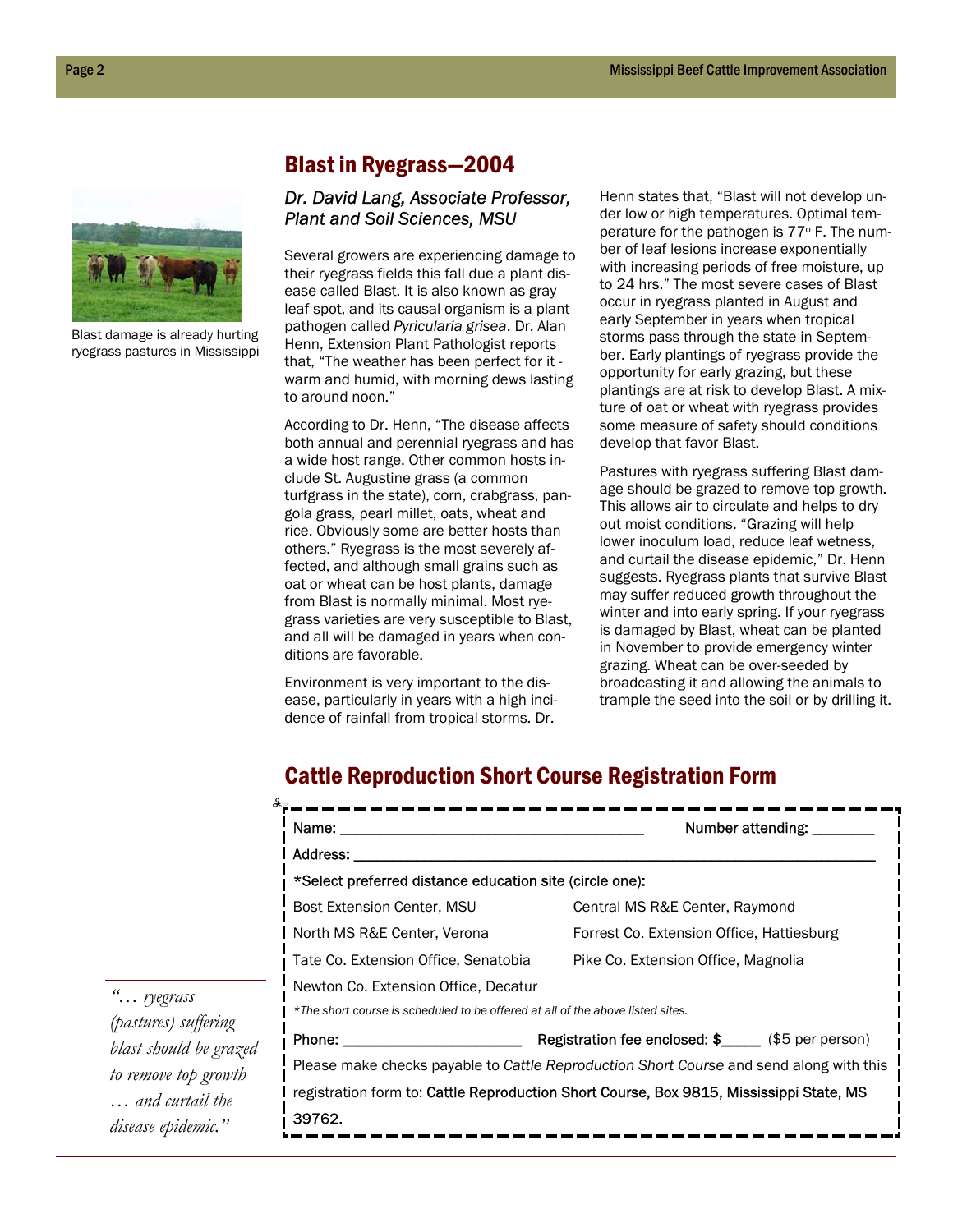Blast damage is already hurting ryegrass pastures in Mississippi

## Blast in Ryegrass—2004

*Dr. David Lang, Associate Professor, Plant and Soil Sciences, MSU*

Several growers are experiencing damage to their ryegrass fields this fall due a plant disease called Blast. It is also known as gray leaf spot, and its causal organism is a plant pathogen called *Pyricularia grisea*. Dr. Alan Henn, Extension Plant Pathologist reports that, "The weather has been perfect for it - warm and humid, with morning dews lasting to around noon."

According to Dr. Henn, "The disease affects both annual and perennial ryegrass and has a wide host range. Other common hosts include St. Augustine grass (a common turfgrass in the state), corn, crabgrass, pangola grass, pearl millet, oats, wheat and rice. Obviously some are better hosts than others." Ryegrass is the most severely affected, and although small grains such as oat or wheat can be host plants, damage from Blast is normally minimal. Most ryegrass varieties are very susceptible to Blast, and all will be damaged in years when conditions are favorable.

Environment is very important to the disease, particularly in years with a high incidence of rainfall from tropical storms. Dr. Henn states that, "Blast will not develop under low or high temperatures. Optimal temperature for the pathogen is 77° F. The number of leaf lesions increase exponentially with increasing periods of free moisture, up to 24 hrs." The most severe cases of Blast occur in ryegrass planted in August and early September in years when tropical storms pass through the state in September. Early plantings of ryegrass provide the opportunity for early grazing, but these plantings are at risk to develop Blast. A mixture of oat or wheat with ryegrass provides some measure of safety should conditions develop that favor Blast.

Pastures with ryegrass suffering Blast damage should be grazed to remove top growth. This allows air to circulate and helps to dry out moist conditions. "Grazing will help lower inoculum load, reduce leaf wetness, and curtail the disease epidemic," Dr. Henn suggests. Ryegrass plants that survive Blast may suffer reduced growth throughout the winter and into early spring. If your ryegrass is damaged by Blast, wheat can be planted in November to provide emergency winter grazing. Wheat can be over-seeded by broadcasting it and allowing the animals to trample the seed into the soil or by drilling it.

*"… ryegrass (pastures) suffering blast should be grazed to remove top growth … and curtail the disease epidemic."*

## Cattle Reproduction Short Course Registration Form

Name: ______________________________ Number attending: ________

Address: ____________________________________________________

*Select preferred distance education site (circle one):

| | |
|---|---|
| Bost Extension Center, MSU | Central MS R&E Center, Raymond |
| North MS R&E Center, Verona | Forrest Co. Extension Office, Hattiesburg |
| Tate Co. Extension Office, Senatobia | Pike Co. Extension Office, Magnolia |
| Newton Co. Extension Office, Decatur | |

*\*The short course is scheduled to be offered at all of the above listed sites.*

Phone: ____________________ Registration fee enclosed: $_____ ($5 per person)

Please make checks payable to *Cattle Reproduction Short Course* and send along with this registration form to: Cattle Reproduction Short Course, Box 9815, Mississippi State, MS 39762.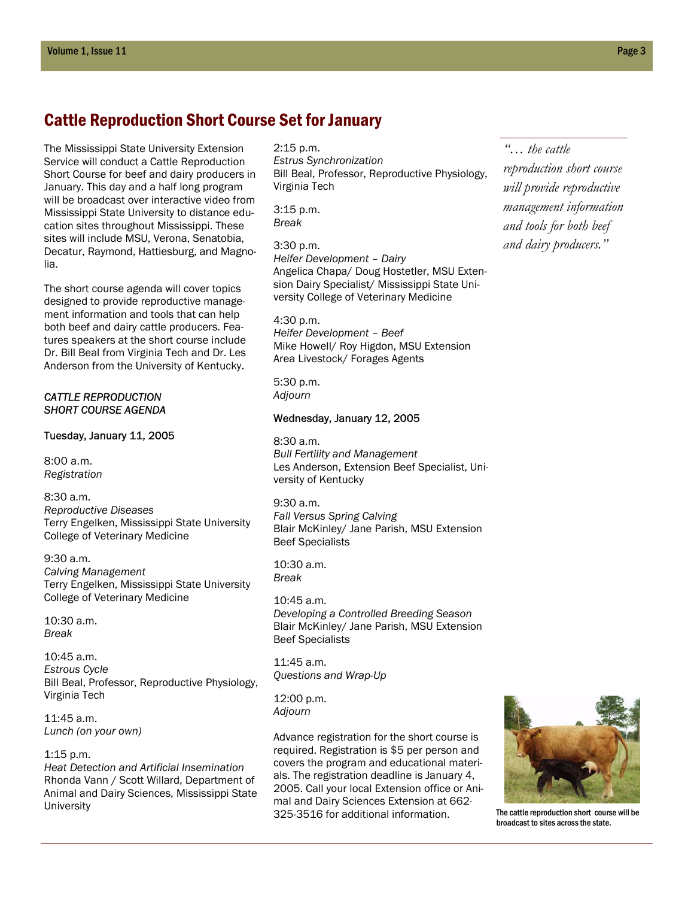## Cattle Reproduction Short Course Set for January

The Mississippi State University Extension Service will conduct a Cattle Reproduction Short Course for beef and dairy producers in January. This day and a half long program will be broadcast over interactive video from Mississippi State University to distance education sites throughout Mississippi. These sites will include MSU, Verona, Senatobia, Decatur, Raymond, Hattiesburg, and Magnolia.

The short course agenda will cover topics designed to provide reproductive management information and tools that can help both beef and dairy cattle producers. Features speakers at the short course include Dr. Bill Beal from Virginia Tech and Dr. Les Anderson from the University of Kentucky.

*CATTLE REPRODUCTION SHORT COURSE AGENDA*

Tuesday, January 11, 2005

8:00 a.m.
*Registration*

8:30 a.m.
*Reproductive Diseases*
Terry Engelken, Mississippi State University College of Veterinary Medicine

9:30 a.m.
*Calving Management*
Terry Engelken, Mississippi State University College of Veterinary Medicine

10:30 a.m.
*Break*

10:45 a.m.
*Estrous Cycle*
Bill Beal, Professor, Reproductive Physiology, Virginia Tech

11:45 a.m.
*Lunch (on your own)*

1:15 p.m.
*Heat Detection and Artificial Insemination*
Rhonda Vann / Scott Willard, Department of Animal and Dairy Sciences, Mississippi State University

2:15 p.m.
*Estrus Synchronization*
Bill Beal, Professor, Reproductive Physiology, Virginia Tech

3:15 p.m.
*Break*

3:30 p.m.
*Heifer Development – Dairy*
Angelica Chapa/ Doug Hostetler, MSU Extension Dairy Specialist/ Mississippi State University College of Veterinary Medicine

4:30 p.m.
*Heifer Development – Beef*
Mike Howell/ Roy Higdon, MSU Extension Area Livestock/ Forages Agents

5:30 p.m.
*Adjourn*

Wednesday, January 12, 2005

8:30 a.m.
*Bull Fertility and Management*
Les Anderson, Extension Beef Specialist, University of Kentucky

9:30 a.m.
*Fall Versus Spring Calving*
Blair McKinley/ Jane Parish, MSU Extension Beef Specialists

10:30 a.m.
*Break*

10:45 a.m.
*Developing a Controlled Breeding Season*
Blair McKinley/ Jane Parish, MSU Extension Beef Specialists

11:45 a.m.
*Questions and Wrap-Up*

12:00 p.m.
*Adjourn*

Advance registration for the short course is required. Registration is $5 per person and covers the program and educational materials. The registration deadline is January 4, 2005. Call your local Extension office or Animal and Dairy Sciences Extension at 662-325-3516 for additional information.

*"… the cattle reproduction short course will provide reproductive management information and tools for both beef and dairy producers."*

The cattle reproduction short course will be broadcast to sites across the state.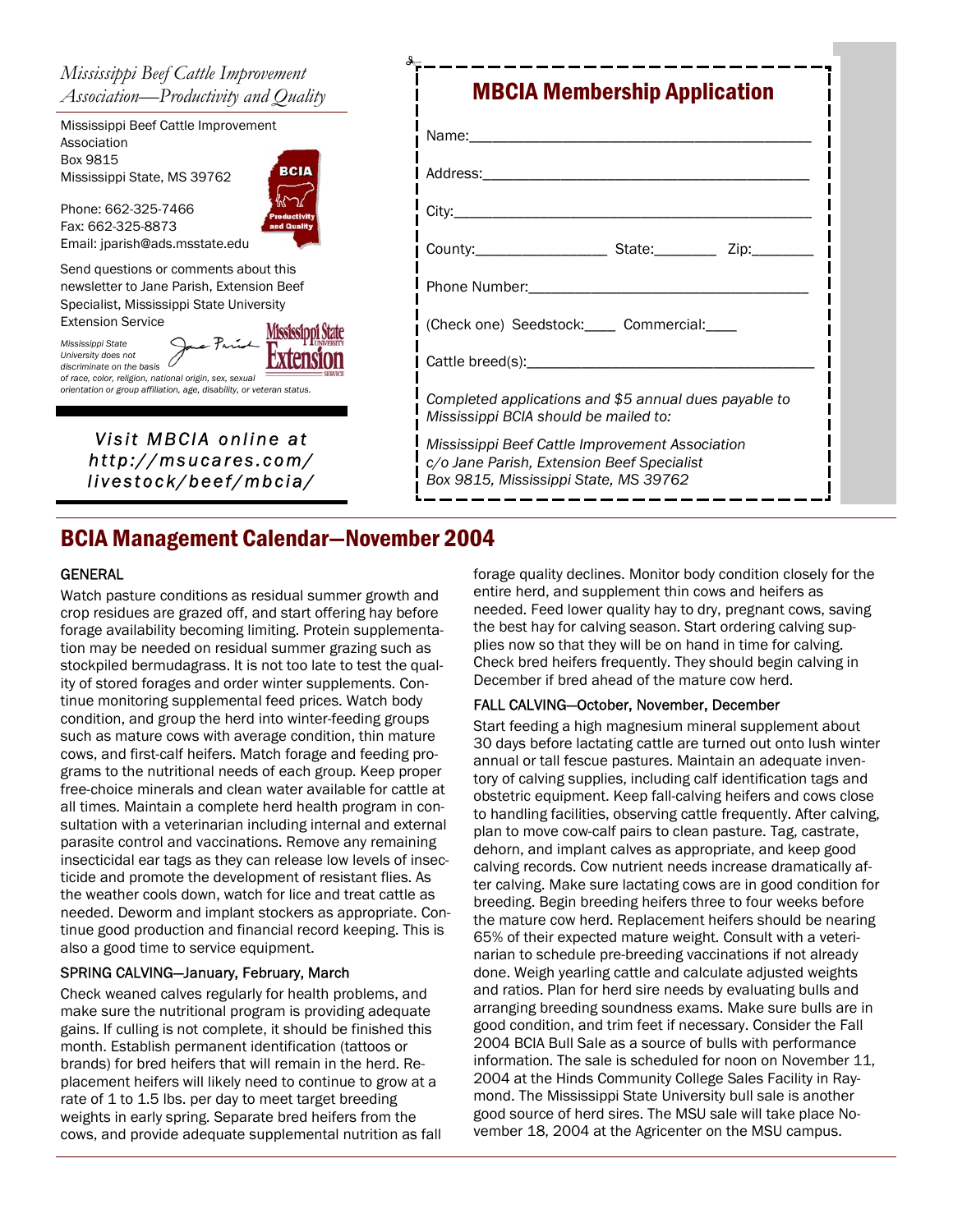*Mississippi Beef Cattle Improvement Association—Productivity and Quality*

Mississippi Beef Cattle Improvement Association
Box 9815
Mississippi State, MS 39762

Phone: 662-325-7466
Fax: 662-325-8873
Email: jparish@ads.msstate.edu

Send questions or comments about this newsletter to Jane Parish, Extension Beef Specialist, Mississippi State University Extension Service

*Mississippi State University does not discriminate on the basis of race, color, religion, national origin, sex, sexual orientation or group affiliation, age, disability, or veteran status.*

***Visit MBCIA online at http://msucares.com/livestock/beef/mbcia/***

## MBCIA Membership Application

Name:\_\_\_\_\_\_\_\_\_\_\_\_\_\_\_\_\_\_\_\_\_\_\_\_\_\_\_\_\_\_\_\_\_\_\_\_\_\_\_\_

Address:\_\_\_\_\_\_\_\_\_\_\_\_\_\_\_\_\_\_\_\_\_\_\_\_\_\_\_\_\_\_\_\_\_\_\_\_\_\_

City:\_\_\_\_\_\_\_\_\_\_\_\_\_\_\_\_\_\_\_\_\_\_\_\_\_\_\_\_\_\_\_\_\_\_\_\_\_\_\_\_\_\_

County:\_\_\_\_\_\_\_\_\_\_\_\_\_\_\_\_ State:\_\_\_\_\_\_\_\_ Zip:\_\_\_\_\_\_\_\_

Phone Number:\_\_\_\_\_\_\_\_\_\_\_\_\_\_\_\_\_\_\_\_\_\_\_\_\_\_\_\_\_\_\_\_\_\_

(Check one) Seedstock:\_\_\_\_ Commercial:\_\_\_\_

Cattle breed(s):\_\_\_\_\_\_\_\_\_\_\_\_\_\_\_\_\_\_\_\_\_\_\_\_\_\_\_\_\_\_\_\_\_\_\_

*Completed applications and $5 annual dues payable to Mississippi BCIA should be mailed to:*

*Mississippi Beef Cattle Improvement Association*
*c/o Jane Parish, Extension Beef Specialist*
*Box 9815, Mississippi State, MS 39762*

## BCIA Management Calendar—November 2004

### GENERAL

Watch pasture conditions as residual summer growth and crop residues are grazed off, and start offering hay before forage availability becoming limiting. Protein supplementation may be needed on residual summer grazing such as stockpiled bermudagrass. It is not too late to test the quality of stored forages and order winter supplements. Continue monitoring supplemental feed prices. Watch body condition, and group the herd into winter-feeding groups such as mature cows with average condition, thin mature cows, and first-calf heifers. Match forage and feeding programs to the nutritional needs of each group. Keep proper free-choice minerals and clean water available for cattle at all times. Maintain a complete herd health program in consultation with a veterinarian including internal and external parasite control and vaccinations. Remove any remaining insecticidal ear tags as they can release low levels of insecticide and promote the development of resistant flies. As the weather cools down, watch for lice and treat cattle as needed. Deworm and implant stockers as appropriate. Continue good production and financial record keeping. This is also a good time to service equipment.

### SPRING CALVING—January, February, March

Check weaned calves regularly for health problems, and make sure the nutritional program is providing adequate gains. If culling is not complete, it should be finished this month. Establish permanent identification (tattoos or brands) for bred heifers that will remain in the herd. Replacement heifers will likely need to continue to grow at a rate of 1 to 1.5 lbs. per day to meet target breeding weights in early spring. Separate bred heifers from the cows, and provide adequate supplemental nutrition as fall forage quality declines. Monitor body condition closely for the entire herd, and supplement thin cows and heifers as needed. Feed lower quality hay to dry, pregnant cows, saving the best hay for calving season. Start ordering calving supplies now so that they will be on hand in time for calving. Check bred heifers frequently. They should begin calving in December if bred ahead of the mature cow herd.

### FALL CALVING—October, November, December

Start feeding a high magnesium mineral supplement about 30 days before lactating cattle are turned out onto lush winter annual or tall fescue pastures. Maintain an adequate inventory of calving supplies, including calf identification tags and obstetric equipment. Keep fall-calving heifers and cows close to handling facilities, observing cattle frequently. After calving, plan to move cow-calf pairs to clean pasture. Tag, castrate, dehorn, and implant calves as appropriate, and keep good calving records. Cow nutrient needs increase dramatically after calving. Make sure lactating cows are in good condition for breeding. Begin breeding heifers three to four weeks before the mature cow herd. Replacement heifers should be nearing 65% of their expected mature weight. Consult with a veterinarian to schedule pre-breeding vaccinations if not already done. Weigh yearling cattle and calculate adjusted weights and ratios. Plan for herd sire needs by evaluating bulls and arranging breeding soundness exams. Make sure bulls are in good condition, and trim feet if necessary. Consider the Fall 2004 BCIA Bull Sale as a source of bulls with performance information. The sale is scheduled for noon on November 11, 2004 at the Hinds Community College Sales Facility in Raymond. The Mississippi State University bull sale is another good source of herd sires. The MSU sale will take place November 18, 2004 at the Agricenter on the MSU campus.